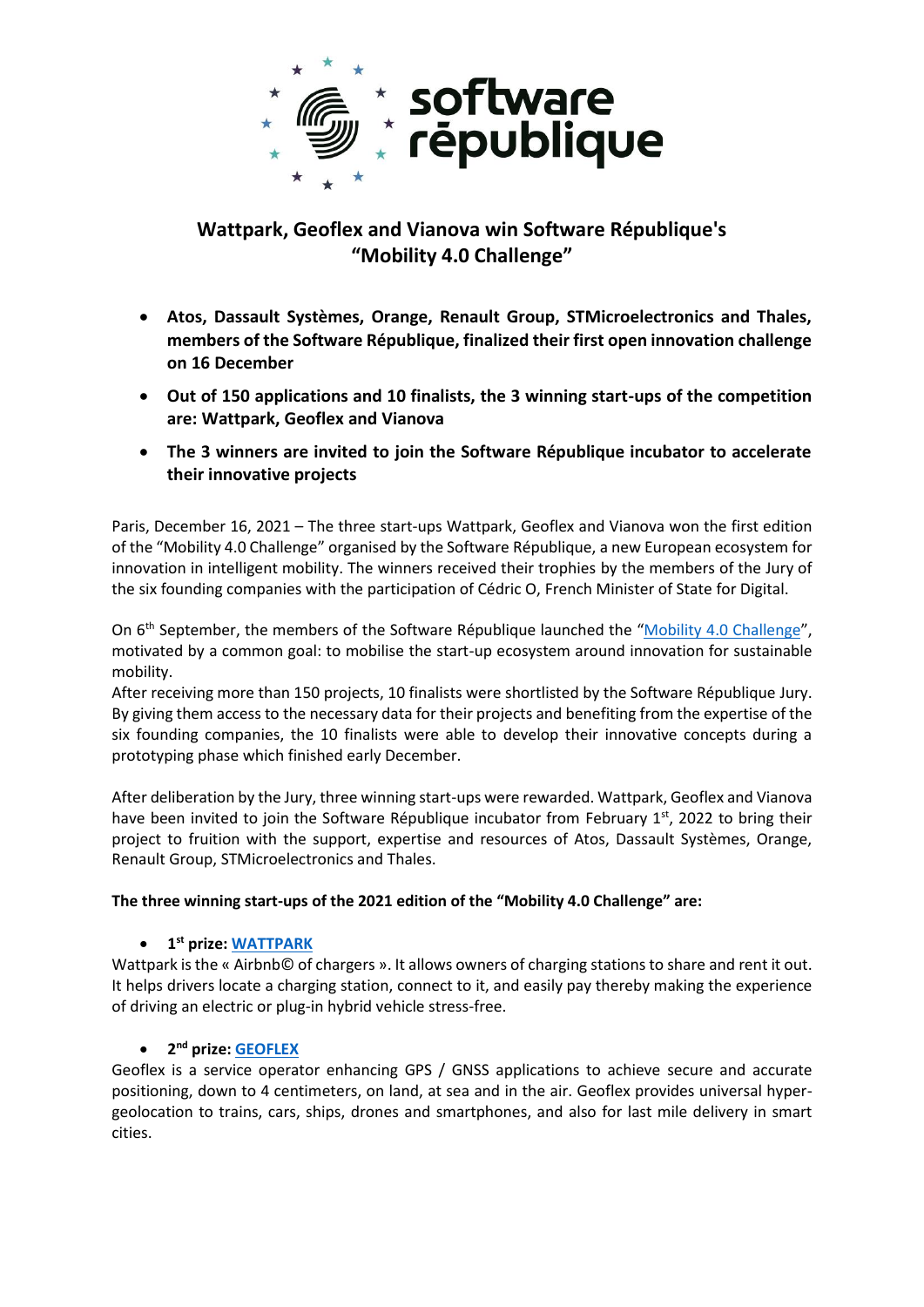# Wattpark, Geoflex and Vianova win Software République's "Mobility 4.0 Challenge"

- **Atos, Dassault Systèmes, Orange, Renault Group, STMicroelectronics and Thales, members of the Software République, finalized their first open innovation challenge on 16 December**
- **Out of 150 applications and 10 finalists, the 3 winning start-ups of the competition are: Wattpark, Geoflex and Vianova**
- **The 3 winners are invited to join the Software République incubator to accelerate their innovative projects**

Paris, December 16, 2021 – The three start-ups Wattpark, Geoflex and Vianova won the first edition of the "Mobility 4.0 Challenge" organised by the Software République, a new European ecosystem for innovation in intelligent mobility. The winners received their trophies by the members of the Jury of the six founding companies with the participation of Cédric O, French Minister of State for Digital.

On 6th September, the members of the Software République launched the "Mobility 4.0 Challenge", motivated by a common goal: to mobilise the start-up ecosystem around innovation for sustainable mobility.
After receiving more than 150 projects, 10 finalists were shortlisted by the Software République Jury. By giving them access to the necessary data for their projects and benefiting from the expertise of the six founding companies, the 10 finalists were able to develop their innovative concepts during a prototyping phase which finished early December.

After deliberation by the Jury, three winning start-ups were rewarded. Wattpark, Geoflex and Vianova have been invited to join the Software République incubator from February 1st, 2022 to bring their project to fruition with the support, expertise and resources of Atos, Dassault Systèmes, Orange, Renault Group, STMicroelectronics and Thales.

**The three winning start-ups of the 2021 edition of the "Mobility 4.0 Challenge" are:**

- **1st prize: WATTPARK**

Wattpark is the « Airbnb© of chargers ». It allows owners of charging stations to share and rent it out. It helps drivers locate a charging station, connect to it, and easily pay thereby making the experience of driving an electric or plug-in hybrid vehicle stress-free.

- **2nd prize: GEOFLEX**

Geoflex is a service operator enhancing GPS / GNSS applications to achieve secure and accurate positioning, down to 4 centimeters, on land, at sea and in the air. Geoflex provides universal hyper-geolocation to trains, cars, ships, drones and smartphones, and also for last mile delivery in smart cities.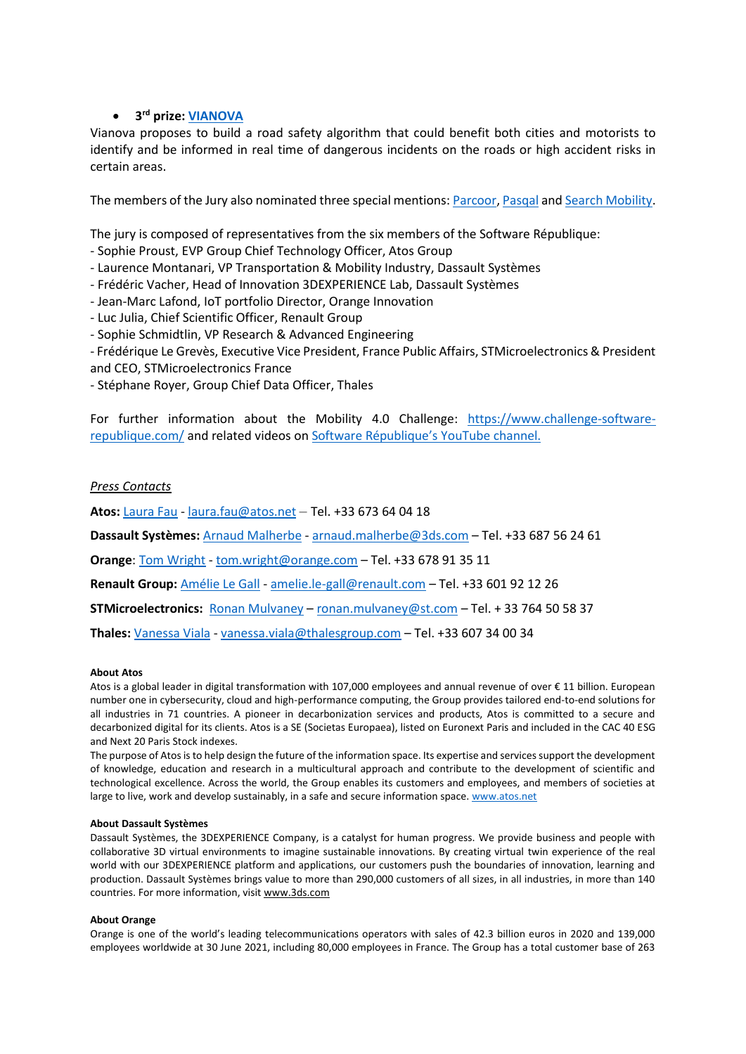- **3rd prize: VIANOVA**

Vianova proposes to build a road safety algorithm that could benefit both cities and motorists to identify and be informed in real time of dangerous incidents on the roads or high accident risks in certain areas.

The members of the Jury also nominated three special mentions: Parcoor, Pasqal and Search Mobility.

The jury is composed of representatives from the six members of the Software République:
- Sophie Proust, EVP Group Chief Technology Officer, Atos Group
- Laurence Montanari, VP Transportation & Mobility Industry, Dassault Systèmes
- Frédéric Vacher, Head of Innovation 3DEXPERIENCE Lab, Dassault Systèmes
- Jean-Marc Lafond, IoT portfolio Director, Orange Innovation
- Luc Julia, Chief Scientific Officer, Renault Group
- Sophie Schmidtlin, VP Research & Advanced Engineering
- Frédérique Le Grevès, Executive Vice President, France Public Affairs, STMicroelectronics & President and CEO, STMicroelectronics France
- Stéphane Royer, Group Chief Data Officer, Thales

For further information about the Mobility 4.0 Challenge: https://www.challenge-software-republique.com/ and related videos on Software République's YouTube channel.

*Press Contacts*

**Atos:** Laura Fau - laura.fau@atos.net – Tel. +33 673 64 04 18

**Dassault Systèmes:** Arnaud Malherbe - arnaud.malherbe@3ds.com – Tel. +33 687 56 24 61

**Orange**: Tom Wright - tom.wright@orange.com – Tel. +33 678 91 35 11

**Renault Group:** Amélie Le Gall - amelie.le-gall@renault.com – Tel. +33 601 92 12 26

**STMicroelectronics:** Ronan Mulvaney – ronan.mulvaney@st.com – Tel. + 33 764 50 58 37

**Thales:** Vanessa Viala - vanessa.viala@thalesgroup.com – Tel. +33 607 34 00 34

**About Atos**

Atos is a global leader in digital transformation with 107,000 employees and annual revenue of over € 11 billion. European number one in cybersecurity, cloud and high-performance computing, the Group provides tailored end-to-end solutions for all industries in 71 countries. A pioneer in decarbonization services and products, Atos is committed to a secure and decarbonized digital for its clients. Atos is a SE (Societas Europaea), listed on Euronext Paris and included in the CAC 40 ESG and Next 20 Paris Stock indexes.

The purpose of Atos is to help design the future of the information space. Its expertise and services support the development of knowledge, education and research in a multicultural approach and contribute to the development of scientific and technological excellence. Across the world, the Group enables its customers and employees, and members of societies at large to live, work and develop sustainably, in a safe and secure information space. www.atos.net

**About Dassault Systèmes**

Dassault Systèmes, the 3DEXPERIENCE Company, is a catalyst for human progress. We provide business and people with collaborative 3D virtual environments to imagine sustainable innovations. By creating virtual twin experience of the real world with our 3DEXPERIENCE platform and applications, our customers push the boundaries of innovation, learning and production. Dassault Systèmes brings value to more than 290,000 customers of all sizes, in all industries, in more than 140 countries. For more information, visit www.3ds.com

**About Orange**

Orange is one of the world's leading telecommunications operators with sales of 42.3 billion euros in 2020 and 139,000 employees worldwide at 30 June 2021, including 80,000 employees in France. The Group has a total customer base of 263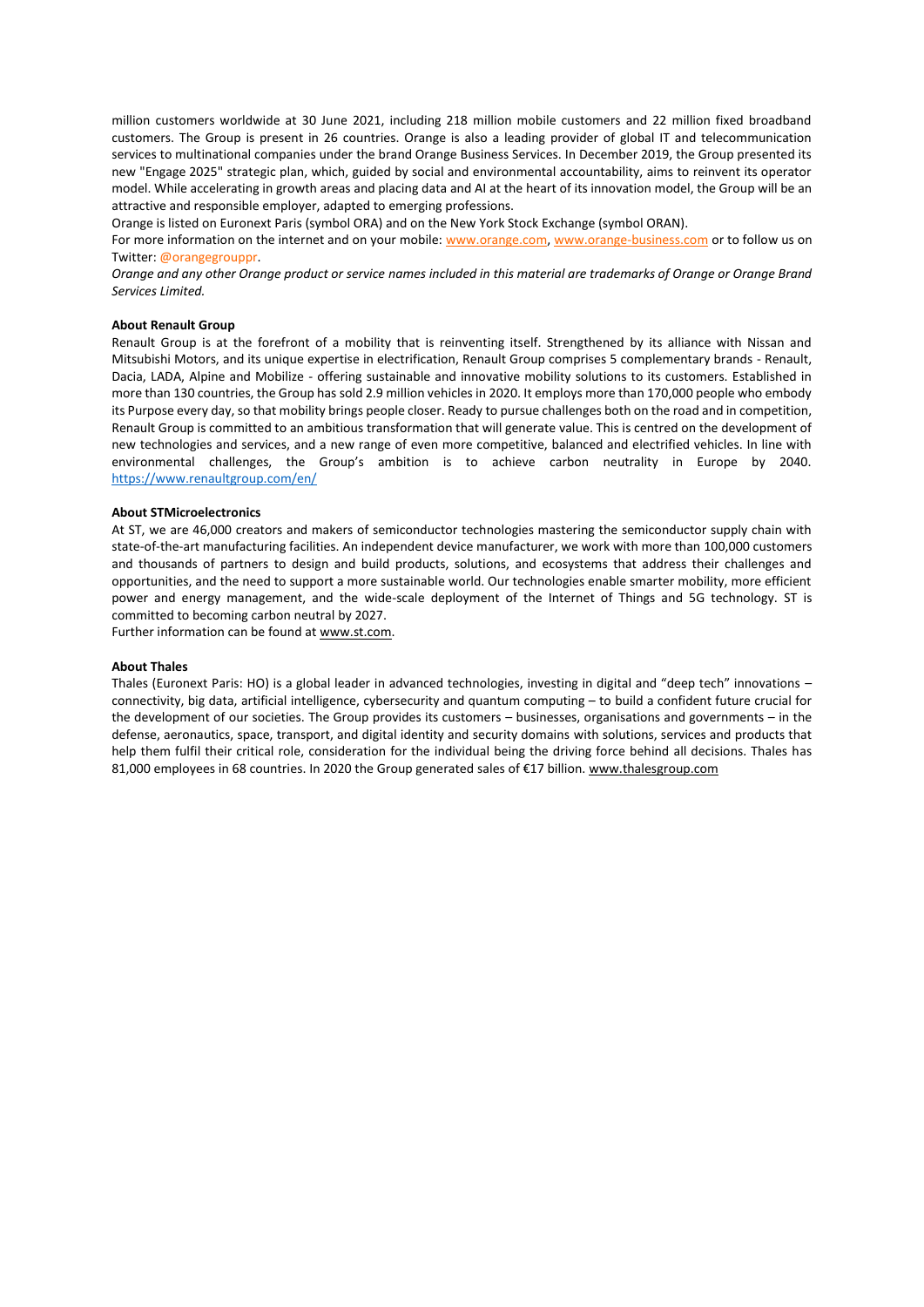million customers worldwide at 30 June 2021, including 218 million mobile customers and 22 million fixed broadband customers. The Group is present in 26 countries. Orange is also a leading provider of global IT and telecommunication services to multinational companies under the brand Orange Business Services. In December 2019, the Group presented its new "Engage 2025" strategic plan, which, guided by social and environmental accountability, aims to reinvent its operator model. While accelerating in growth areas and placing data and AI at the heart of its innovation model, the Group will be an attractive and responsible employer, adapted to emerging professions.

Orange is listed on Euronext Paris (symbol ORA) and on the New York Stock Exchange (symbol ORAN).

For more information on the internet and on your mobile: www.orange.com, www.orange-business.com or to follow us on Twitter: @orangegrouppr.

*Orange and any other Orange product or service names included in this material are trademarks of Orange or Orange Brand Services Limited.*

**About Renault Group**

Renault Group is at the forefront of a mobility that is reinventing itself. Strengthened by its alliance with Nissan and Mitsubishi Motors, and its unique expertise in electrification, Renault Group comprises 5 complementary brands - Renault, Dacia, LADA, Alpine and Mobilize - offering sustainable and innovative mobility solutions to its customers. Established in more than 130 countries, the Group has sold 2.9 million vehicles in 2020. It employs more than 170,000 people who embody its Purpose every day, so that mobility brings people closer. Ready to pursue challenges both on the road and in competition, Renault Group is committed to an ambitious transformation that will generate value. This is centred on the development of new technologies and services, and a new range of even more competitive, balanced and electrified vehicles. In line with environmental challenges, the Group's ambition is to achieve carbon neutrality in Europe by 2040. https://www.renaultgroup.com/en/

**About STMicroelectronics**

At ST, we are 46,000 creators and makers of semiconductor technologies mastering the semiconductor supply chain with state-of-the-art manufacturing facilities. An independent device manufacturer, we work with more than 100,000 customers and thousands of partners to design and build products, solutions, and ecosystems that address their challenges and opportunities, and the need to support a more sustainable world. Our technologies enable smarter mobility, more efficient power and energy management, and the wide-scale deployment of the Internet of Things and 5G technology. ST is committed to becoming carbon neutral by 2027.

Further information can be found at www.st.com.

**About Thales**

Thales (Euronext Paris: HO) is a global leader in advanced technologies, investing in digital and "deep tech" innovations – connectivity, big data, artificial intelligence, cybersecurity and quantum computing – to build a confident future crucial for the development of our societies. The Group provides its customers – businesses, organisations and governments – in the defense, aeronautics, space, transport, and digital identity and security domains with solutions, services and products that help them fulfil their critical role, consideration for the individual being the driving force behind all decisions. Thales has 81,000 employees in 68 countries. In 2020 the Group generated sales of €17 billion. www.thalesgroup.com